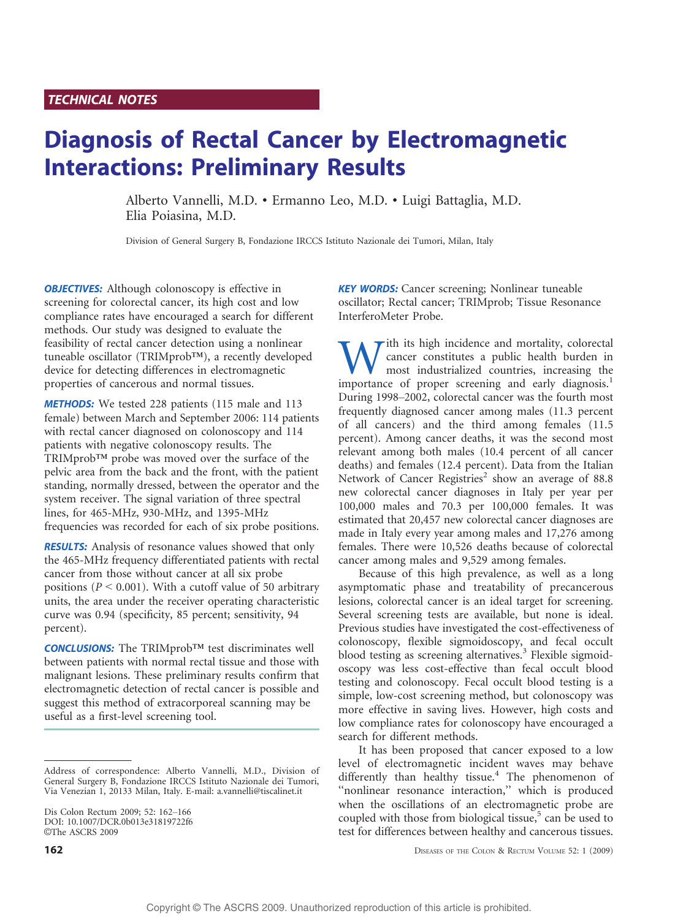TECHNICAL NOTES

# Diagnosis of Rectal Cancer by Electromagnetic Interactions: Preliminary Results

Alberto Vannelli, M.D. • Ermanno Leo, M.D. • Luigi Battaglia, M.D. Elia Poiasina, M.D.

Division of General Surgery B, Fondazione IRCCS Istituto Nazionale dei Tumori, Milan, Italy

**OBJECTIVES:** Although colonoscopy is effective in screening for colorectal cancer, its high cost and low compliance rates have encouraged a search for different methods. Our study was designed to evaluate the feasibility of rectal cancer detection using a nonlinear tuneable oscillator (TRIMprob™), a recently developed device for detecting differences in electromagnetic properties of cancerous and normal tissues.

**METHODS:** We tested 228 patients (115 male and 113 female) between March and September 2006: 114 patients with rectal cancer diagnosed on colonoscopy and 114 patients with negative colonoscopy results. The TRIMprob™ probe was moved over the surface of the pelvic area from the back and the front, with the patient standing, normally dressed, between the operator and the system receiver. The signal variation of three spectral lines, for 465-MHz, 930-MHz, and 1395-MHz frequencies was recorded for each of six probe positions.

**RESULTS:** Analysis of resonance values showed that only the 465-MHz frequency differentiated patients with rectal cancer from those without cancer at all six probe positions ($P < 0.001$). With a cutoff value of 50 arbitrary units, the area under the receiver operating characteristic curve was 0.94 (specificity, 85 percent; sensitivity, 94 percent).

**CONCLUSIONS:** The TRIMprob™ test discriminates well between patients with normal rectal tissue and those with malignant lesions. These preliminary results confirm that electromagnetic detection of rectal cancer is possible and suggest this method of extracorporeal scanning may be useful as a first-level screening tool.

Address of correspondence: Alberto Vannelli, M.D., Division of General Surgery B, Fondazione IRCCS Istituto Nazionale dei Tumori, Via Venezian 1, 20133 Milan, Italy. E-mail: a.vannelli@tiscalinet.it

Dis Colon Rectum 2009; 52: 162–166
DOI: 10.1007/DCR.0b013e31819722f6
©The ASCRS 2009

**KEY WORDS:** Cancer screening; Nonlinear tuneable oscillator; Rectal cancer; TRIMprob; Tissue Resonance InterferoMeter Probe.

With its high incidence and mortality, colorectal cancer constitutes a public health burden in most industrialized countries, increasing the importance of proper screening and early diagnosis.[1] During 1998–2002, colorectal cancer was the fourth most frequently diagnosed cancer among males (11.3 percent of all cancers) and the third among females (11.5 percent). Among cancer deaths, it was the second most relevant among both males (10.4 percent of all cancer deaths) and females (12.4 percent). Data from the Italian Network of Cancer Registries[2] show an average of 88.8 new colorectal cancer diagnoses in Italy per year per 100,000 males and 70.3 per 100,000 females. It was estimated that 20,457 new colorectal cancer diagnoses are made in Italy every year among males and 17,276 among females. There were 10,526 deaths because of colorectal cancer among males and 9,529 among females.

Because of this high prevalence, as well as a long asymptomatic phase and treatability of precancerous lesions, colorectal cancer is an ideal target for screening. Several screening tests are available, but none is ideal. Previous studies have investigated the cost-effectiveness of colonoscopy, flexible sigmoidoscopy, and fecal occult blood testing as screening alternatives.[3] Flexible sigmoidoscopy was less cost-effective than fecal occult blood testing and colonoscopy. Fecal occult blood testing is a simple, low-cost screening method, but colonoscopy was more effective in saving lives. However, high costs and low compliance rates for colonoscopy have encouraged a search for different methods.

It has been proposed that cancer exposed to a low level of electromagnetic incident waves may behave differently than healthy tissue.[4] The phenomenon of "nonlinear resonance interaction," which is produced when the oscillations of an electromagnetic probe are coupled with those from biological tissue,[5] can be used to test for differences between healthy and cancerous tissues.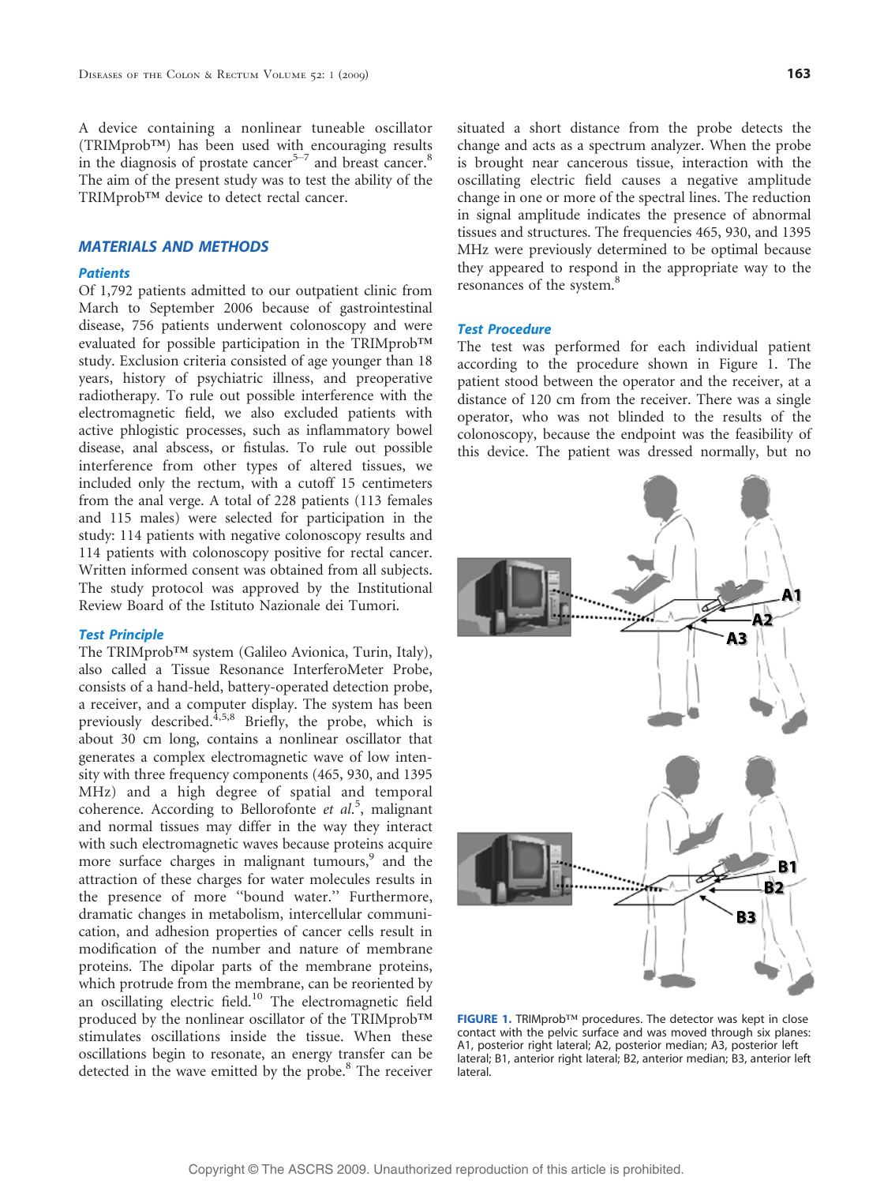A device containing a nonlinear tuneable oscillator (TRIMprob™) has been used with encouraging results in the diagnosis of prostate cancer[5–7] and breast cancer.[8] The aim of the present study was to test the ability of the TRIMprob™ device to detect rectal cancer.

## MATERIALS AND METHODS

### Patients

Of 1,792 patients admitted to our outpatient clinic from March to September 2006 because of gastrointestinal disease, 756 patients underwent colonoscopy and were evaluated for possible participation in the TRIMprob™ study. Exclusion criteria consisted of age younger than 18 years, history of psychiatric illness, and preoperative radiotherapy. To rule out possible interference with the electromagnetic field, we also excluded patients with active phlogistic processes, such as inflammatory bowel disease, anal abscess, or fistulas. To rule out possible interference from other types of altered tissues, we included only the rectum, with a cutoff 15 centimeters from the anal verge. A total of 228 patients (113 females and 115 males) were selected for participation in the study: 114 patients with negative colonoscopy results and 114 patients with colonoscopy positive for rectal cancer. Written informed consent was obtained from all subjects. The study protocol was approved by the Institutional Review Board of the Istituto Nazionale dei Tumori.

### Test Principle

The TRIMprob™ system (Galileo Avionica, Turin, Italy), also called a Tissue Resonance InterferoMeter Probe, consists of a hand-held, battery-operated detection probe, a receiver, and a computer display. The system has been previously described.[4,5,8] Briefly, the probe, which is about 30 cm long, contains a nonlinear oscillator that generates a complex electromagnetic wave of low intensity with three frequency components (465, 930, and 1395 MHz) and a high degree of spatial and temporal coherence. According to Bellorofonte *et al.*[5], malignant and normal tissues may differ in the way they interact with such electromagnetic waves because proteins acquire more surface charges in malignant tumours,[9] and the attraction of these charges for water molecules results in the presence of more "bound water." Furthermore, dramatic changes in metabolism, intercellular communication, and adhesion properties of cancer cells result in modification of the number and nature of membrane proteins. The dipolar parts of the membrane proteins, which protrude from the membrane, can be reoriented by an oscillating electric field.[10] The electromagnetic field produced by the nonlinear oscillator of the TRIMprob™ stimulates oscillations inside the tissue. When these oscillations begin to resonate, an energy transfer can be detected in the wave emitted by the probe.[8] The receiver situated a short distance from the probe detects the change and acts as a spectrum analyzer. When the probe is brought near cancerous tissue, interaction with the oscillating electric field causes a negative amplitude change in one or more of the spectral lines. The reduction in signal amplitude indicates the presence of abnormal tissues and structures. The frequencies 465, 930, and 1395 MHz were previously determined to be optimal because they appeared to respond in the appropriate way to the resonances of the system.[8]

### Test Procedure

The test was performed for each individual patient according to the procedure shown in Figure 1. The patient stood between the operator and the receiver, at a distance of 120 cm from the receiver. There was a single operator, who was not blinded to the results of the colonoscopy, because the endpoint was the feasibility of this device. The patient was dressed normally, but no

**FIGURE 1.** TRIMprob™ procedures. The detector was kept in close contact with the pelvic surface and was moved through six planes: A1, posterior right lateral; A2, posterior median; A3, posterior left lateral; B1, anterior right lateral; B2, anterior median; B3, anterior left lateral.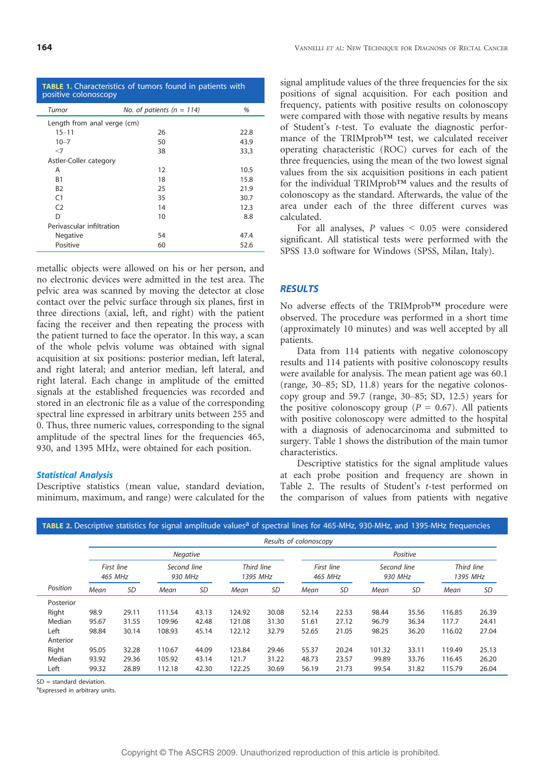**TABLE 1.** Characteristics of tumors found in patients with positive colonoscopy

| Tumor | No. of patients (n = 114) | % |
|---|---|---|
| Length from anal verge (cm) | | |
| 15–11 | 26 | 22.8 |
| 10–7 | 50 | 43.9 |
| <7 | 38 | 33,3 |
| Astler-Coller category | | |
| A | 12 | 10.5 |
| B1 | 18 | 15.8 |
| B2 | 25 | 21.9 |
| C1 | 35 | 30.7 |
| C2 | 14 | 12.3 |
| D | 10 | 8.8 |
| Perivascular infiltration | | |
| Negative | 54 | 47.4 |
| Positive | 60 | 52.6 |

metallic objects were allowed on his or her person, and no electronic devices were admitted in the test area. The pelvic area was scanned by moving the detector at close contact over the pelvic surface through six planes, first in three directions (axial, left, and right) with the patient facing the receiver and then repeating the process with the patient turned to face the operator. In this way, a scan of the whole pelvis volume was obtained with signal acquisition at six positions: posterior median, left lateral, and right lateral; and anterior median, left lateral, and right lateral. Each change in amplitude of the emitted signals at the established frequencies was recorded and stored in an electronic file as a value of the corresponding spectral line expressed in arbitrary units between 255 and 0. Thus, three numeric values, corresponding to the signal amplitude of the spectral lines for the frequencies 465, 930, and 1395 MHz, were obtained for each position.

### Statistical Analysis

Descriptive statistics (mean value, standard deviation, minimum, maximum, and range) were calculated for the signal amplitude values of the three frequencies for the six positions of signal acquisition. For each position and frequency, patients with positive results on colonoscopy were compared with those with negative results by means of Student's *t*-test. To evaluate the diagnostic performance of the TRIMprob™ test, we calculated receiver operating characteristic (ROC) curves for each of the three frequencies, using the mean of the two lowest signal values from the six acquisition positions in each patient for the individual TRIMprob™ values and the results of colonoscopy as the standard. Afterwards, the value of the area under each of the three different curves was calculated.

For all analyses, $P$ values $< 0.05$ were considered significant. All statistical tests were performed with the SPSS 13.0 software for Windows (SPSS, Milan, Italy).

## RESULTS

No adverse effects of the TRIMprob™ procedure were observed. The procedure was performed in a short time (approximately 10 minutes) and was well accepted by all patients.

Data from 114 patients with negative colonoscopy results and 114 patients with positive colonoscopy results were available for analysis. The mean patient age was 60.1 (range, 30–85; SD, 11.8) years for the negative colonoscopy group and 59.7 (range, 30–85; SD, 12.5) years for the positive colonoscopy group ($P = 0.67$). All patients with positive colonoscopy were admitted to the hospital with a diagnosis of adenocarcinoma and submitted to surgery. Table 1 shows the distribution of the main tumor characteristics.

Descriptive statistics for the signal amplitude values at each probe position and frequency are shown in Table 2. The results of Student's *t*-test performed on the comparison of values from patients with negative

**TABLE 2.** Descriptive statistics for signal amplitude values[a] of spectral lines for 465-MHz, 930-MHz, and 1395-MHz frequencies

| | Results of colonoscopy | | | | | | | | | | | |
|---|---|---|---|---|---|---|---|---|---|---|---|---|
| | Negative | | | | | | Positive | | | | | |
| | First line 465 MHz | | Second line 930 MHz | | Third line 1395 MHz | | First line 465 MHz | | Second line 930 MHz | | Third line 1395 MHz | |
| Position | Mean | SD | Mean | SD | Mean | SD | Mean | SD | Mean | SD | Mean | SD |
| Posterior | | | | | | | | | | | | |
| Right | 98.9 | 29.11 | 111.54 | 43.13 | 124.92 | 30.08 | 52.14 | 22.53 | 98.44 | 35.56 | 116.85 | 26.39 |
| Median | 95.67 | 31.55 | 109.96 | 42.48 | 121.08 | 31.30 | 51.61 | 27.12 | 96.79 | 36.34 | 117.7 | 24.41 |
| Left | 98.84 | 30.14 | 108.93 | 45.14 | 122.12 | 32.79 | 52.65 | 21.05 | 98.25 | 36.20 | 116.02 | 27.04 |
| Anterior | | | | | | | | | | | | |
| Right | 95.05 | 32.28 | 110.67 | 44.09 | 123.84 | 29.46 | 55.37 | 20.24 | 101.32 | 33.11 | 119.49 | 25.13 |
| Median | 93.92 | 29.36 | 105.92 | 43.14 | 121.7 | 31.22 | 48.73 | 23.57 | 99.89 | 33.76 | 116.45 | 26.20 |
| Left | 99.32 | 28.89 | 112.18 | 42.30 | 122.25 | 30.69 | 56.19 | 21.73 | 99.54 | 31.82 | 115.79 | 26.04 |

SD = standard deviation.
[a]Expressed in arbitrary units.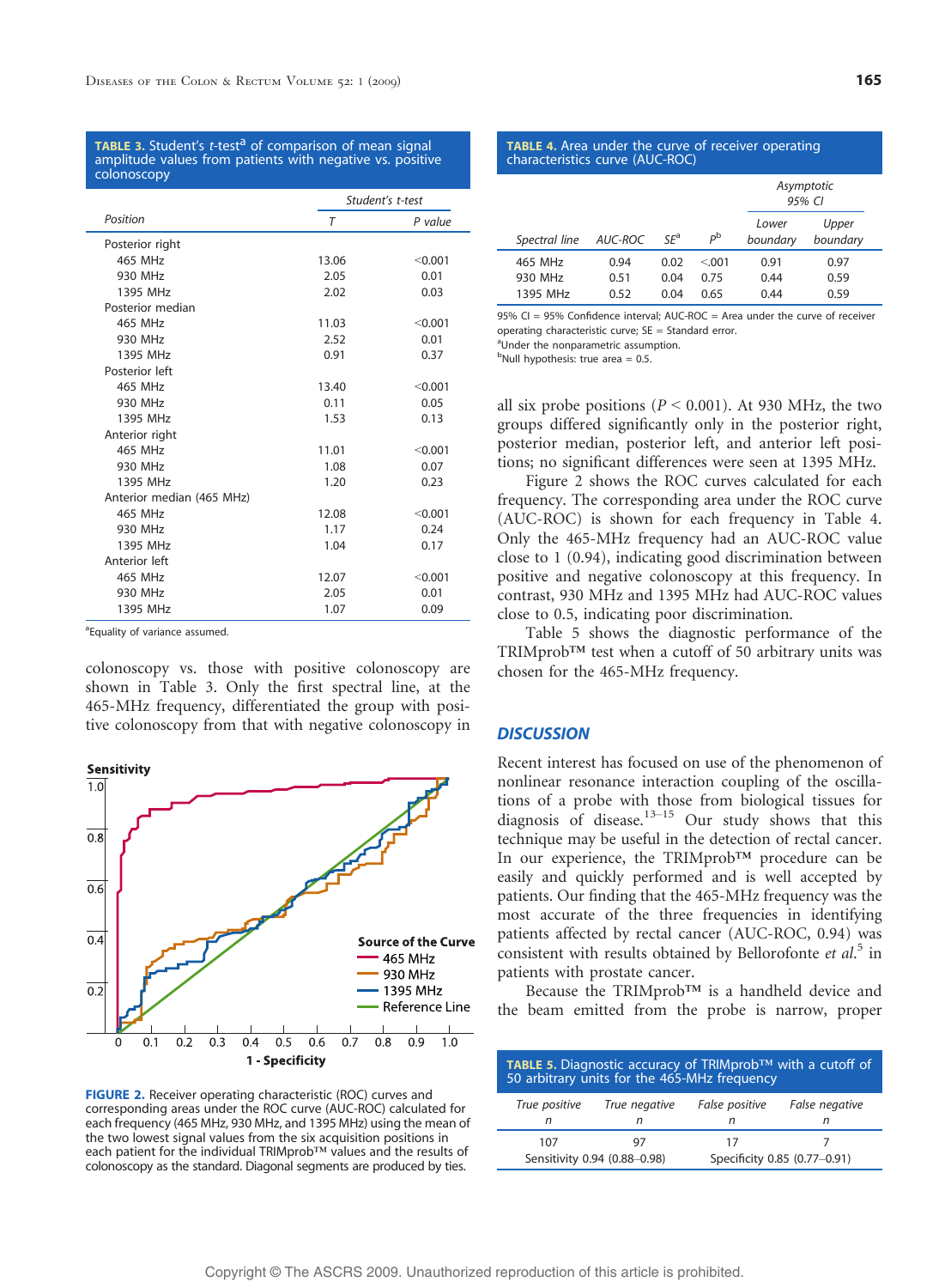**TABLE 3.** Student's *t*-test[a] of comparison of mean signal amplitude values from patients with negative vs. positive colonoscopy

| Position | Student's t-test | |
|---|---|---|
| | T | P value |
| Posterior right | | |
| 465 MHz | 13.06 | <0.001 |
| 930 MHz | 2.05 | 0.01 |
| 1395 MHz | 2.02 | 0.03 |
| Posterior median | | |
| 465 MHz | 11.03 | <0.001 |
| 930 MHz | 2.52 | 0.01 |
| 1395 MHz | 0.91 | 0.37 |
| Posterior left | | |
| 465 MHz | 13.40 | <0.001 |
| 930 MHz | 0.11 | 0.05 |
| 1395 MHz | 1.53 | 0.13 |
| Anterior right | | |
| 465 MHz | 11.01 | <0.001 |
| 930 MHz | 1.08 | 0.07 |
| 1395 MHz | 1.20 | 0.23 |
| Anterior median (465 MHz) | | |
| 465 MHz | 12.08 | <0.001 |
| 930 MHz | 1.17 | 0.24 |
| 1395 MHz | 1.04 | 0.17 |
| Anterior left | | |
| 465 MHz | 12.07 | <0.001 |
| 930 MHz | 2.05 | 0.01 |
| 1395 MHz | 1.07 | 0.09 |

[a]Equality of variance assumed.

colonoscopy vs. those with positive colonoscopy are shown in Table 3. Only the first spectral line, at the 465-MHz frequency, differentiated the group with positive colonoscopy from that with negative colonoscopy in all six probe positions ($P < 0.001$). At 930 MHz, the two groups differed significantly only in the posterior right, posterior median, posterior left, and anterior left positions; no significant differences were seen at 1395 MHz.

**FIGURE 2.** Receiver operating characteristic (ROC) curves and corresponding areas under the ROC curve (AUC-ROC) calculated for each frequency (465 MHz, 930 MHz, and 1395 MHz) using the mean of the two lowest signal values from the six acquisition positions in each patient for the individual TRIMprob™ values and the results of colonoscopy as the standard. Diagonal segments are produced by ties.

**TABLE 4.** Area under the curve of receiver operating characteristics curve (AUC-ROC)

| Spectral line | AUC-ROC | SE[a] | P[b] | Asymptotic 95% CI Lower boundary | Asymptotic 95% CI Upper boundary |
|---|---|---|---|---|---|
| 465 MHz | 0.94 | 0.02 | <.001 | 0.91 | 0.97 |
| 930 MHz | 0.51 | 0.04 | 0.75 | 0.44 | 0.59 |
| 1395 MHz | 0.52 | 0.04 | 0.65 | 0.44 | 0.59 |

95% CI = 95% Confidence interval; AUC-ROC = Area under the curve of receiver operating characteristic curve; SE = Standard error.
[a]Under the nonparametric assumption.
[b]Null hypothesis: true area = 0.5.

Figure 2 shows the ROC curves calculated for each frequency. The corresponding area under the ROC curve (AUC-ROC) is shown for each frequency in Table 4. Only the 465-MHz frequency had an AUC-ROC value close to 1 (0.94), indicating good discrimination between positive and negative colonoscopy at this frequency. In contrast, 930 MHz and 1395 MHz had AUC-ROC values close to 0.5, indicating poor discrimination.

Table 5 shows the diagnostic performance of the TRIMprob™ test when a cutoff of 50 arbitrary units was chosen for the 465-MHz frequency.

## DISCUSSION

Recent interest has focused on use of the phenomenon of nonlinear resonance interaction coupling of the oscillations of a probe with those from biological tissues for diagnosis of disease.[13–15] Our study shows that this technique may be useful in the detection of rectal cancer. In our experience, the TRIMprob™ procedure can be easily and quickly performed and is well accepted by patients. Our finding that the 465-MHz frequency was the most accurate of the three frequencies in identifying patients affected by rectal cancer (AUC-ROC, 0.94) was consistent with results obtained by Bellorofonte *et al.*[5] in patients with prostate cancer.

Because the TRIMprob™ is a handheld device and the beam emitted from the probe is narrow, proper

**TABLE 5.** Diagnostic accuracy of TRIMprob™ with a cutoff of 50 arbitrary units for the 465-MHz frequency

| True positive n | True negative n | False positive n | False negative n |
|---|---|---|---|
| 107 | 97 | 17 | 7 |
| Sensitivity 0.94 (0.88–0.98) | | Specificity 0.85 (0.77–0.91) | |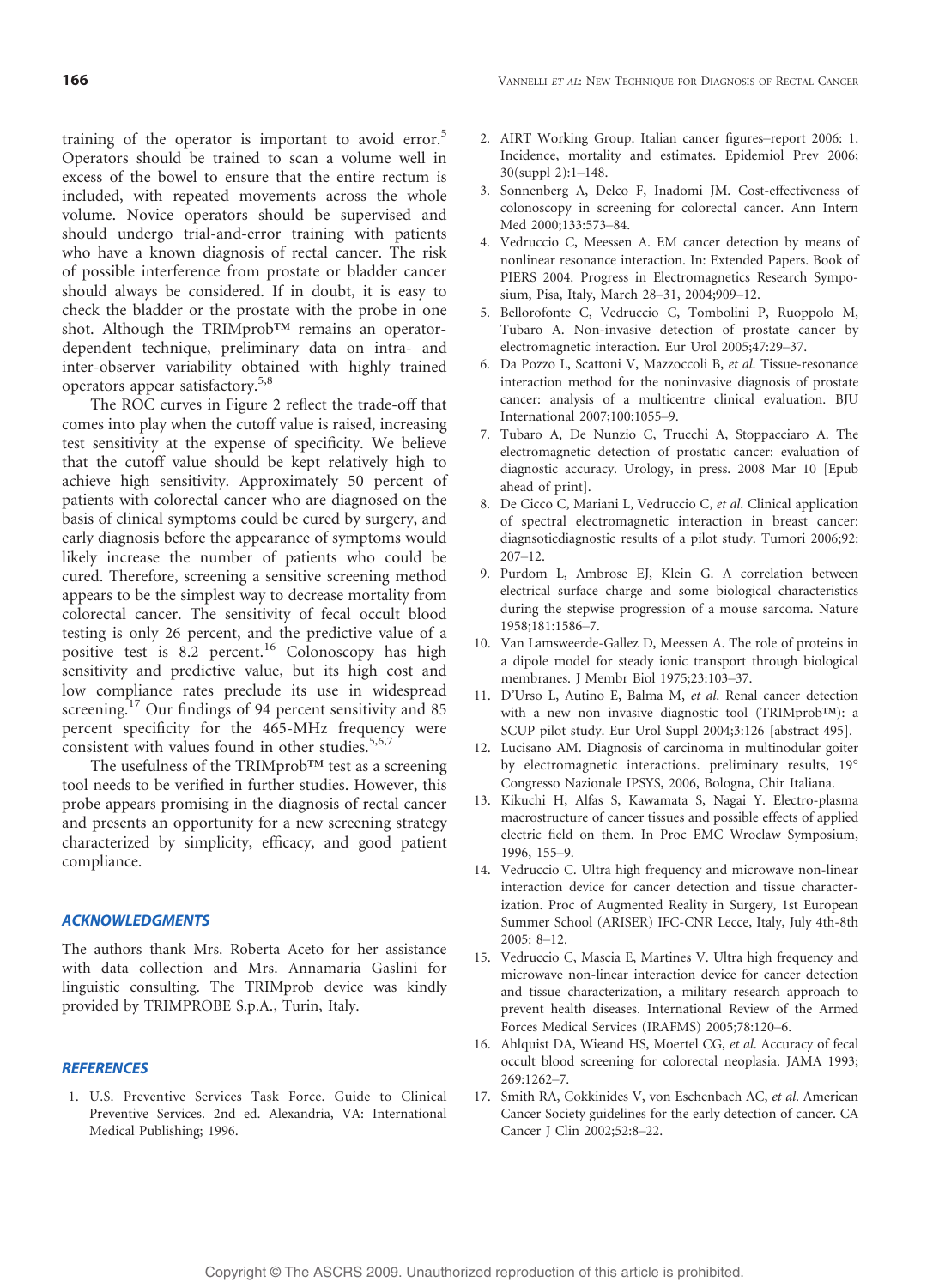training of the operator is important to avoid error.[5] Operators should be trained to scan a volume well in excess of the bowel to ensure that the entire rectum is included, with repeated movements across the whole volume. Novice operators should be supervised and should undergo trial-and-error training with patients who have a known diagnosis of rectal cancer. The risk of possible interference from prostate or bladder cancer should always be considered. If in doubt, it is easy to check the bladder or the prostate with the probe in one shot. Although the TRIMprob™ remains an operator-dependent technique, preliminary data on intra- and inter-observer variability obtained with highly trained operators appear satisfactory.[5,8]

The ROC curves in Figure 2 reflect the trade-off that comes into play when the cutoff value is raised, increasing test sensitivity at the expense of specificity. We believe that the cutoff value should be kept relatively high to achieve high sensitivity. Approximately 50 percent of patients with colorectal cancer who are diagnosed on the basis of clinical symptoms could be cured by surgery, and early diagnosis before the appearance of symptoms would likely increase the number of patients who could be cured. Therefore, screening a sensitive screening method appears to be the simplest way to decrease mortality from colorectal cancer. The sensitivity of fecal occult blood testing is only 26 percent, and the predictive value of a positive test is 8.2 percent.[16] Colonoscopy has high sensitivity and predictive value, but its high cost and low compliance rates preclude its use in widespread screening.[17] Our findings of 94 percent sensitivity and 85 percent specificity for the 465-MHz frequency were consistent with values found in other studies.[5,6,7]

The usefulness of the TRIMprob™ test as a screening tool needs to be verified in further studies. However, this probe appears promising in the diagnosis of rectal cancer and presents an opportunity for a new screening strategy characterized by simplicity, efficacy, and good patient compliance.

## ACKNOWLEDGMENTS

The authors thank Mrs. Roberta Aceto for her assistance with data collection and Mrs. Annamaria Gaslini for linguistic consulting. The TRIMprob device was kindly provided by TRIMPROBE S.p.A., Turin, Italy.

## REFERENCES

1. U.S. Preventive Services Task Force. Guide to Clinical Preventive Services. 2nd ed. Alexandria, VA: International Medical Publishing; 1996.
2. AIRT Working Group. Italian cancer figures–report 2006: 1. Incidence, mortality and estimates. Epidemiol Prev 2006; 30(suppl 2):1–148.
3. Sonnenberg A, Delco F, Inadomi JM. Cost-effectiveness of colonoscopy in screening for colorectal cancer. Ann Intern Med 2000;133:573–84.
4. Vedruccio C, Meessen A. EM cancer detection by means of nonlinear resonance interaction. In: Extended Papers. Book of PIERS 2004. Progress in Electromagnetics Research Symposium, Pisa, Italy, March 28–31, 2004;909–12.
5. Bellorofonte C, Vedruccio C, Tombolini P, Ruoppolo M, Tubaro A. Non-invasive detection of prostate cancer by electromagnetic interaction. Eur Urol 2005;47:29–37.
6. Da Pozzo L, Scattoni V, Mazzoccoli B, *et al*. Tissue-resonance interaction method for the noninvasive diagnosis of prostate cancer: analysis of a multicentre clinical evaluation. BJU International 2007;100:1055–9.
7. Tubaro A, De Nunzio C, Trucchi A, Stoppacciaro A. The electromagnetic detection of prostatic cancer: evaluation of diagnostic accuracy. Urology, in press. 2008 Mar 10 [Epub ahead of print].
8. De Cicco C, Mariani L, Vedruccio C, *et al*. Clinical application of spectral electromagnetic interaction in breast cancer: diagnsoticdiagnostic results of a pilot study. Tumori 2006;92: 207–12.
9. Purdom L, Ambrose EJ, Klein G. A correlation between electrical surface charge and some biological characteristics during the stepwise progression of a mouse sarcoma. Nature 1958;181:1586–7.
10. Van Lamsweerde-Gallez D, Meessen A. The role of proteins in a dipole model for steady ionic transport through biological membranes. J Membr Biol 1975;23:103–37.
11. D'Urso L, Autino E, Balma M, *et al*. Renal cancer detection with a new non invasive diagnostic tool (TRIMprob™): a SCUP pilot study. Eur Urol Suppl 2004;3:126 [abstract 495].
12. Lucisano AM. Diagnosis of carcinoma in multinodular goiter by electromagnetic interactions. preliminary results, 19° Congresso Nazionale IPSYS, 2006, Bologna, Chir Italiana.
13. Kikuchi H, Alfas S, Kawamata S, Nagai Y. Electro-plasma macrostructure of cancer tissues and possible effects of applied electric field on them. In Proc EMC Wroclaw Symposium, 1996, 155–9.
14. Vedruccio C. Ultra high frequency and microwave non-linear interaction device for cancer detection and tissue characterization. Proc of Augmented Reality in Surgery, 1st European Summer School (ARISER) IFC-CNR Lecce, Italy, July 4th-8th 2005: 8–12.
15. Vedruccio C, Mascia E, Martines V. Ultra high frequency and microwave non-linear interaction device for cancer detection and tissue characterization, a military research approach to prevent health diseases. International Review of the Armed Forces Medical Services (IRAFMS) 2005;78:120–6.
16. Ahlquist DA, Wieand HS, Moertel CG, *et al*. Accuracy of fecal occult blood screening for colorectal neoplasia. JAMA 1993; 269:1262–7.
17. Smith RA, Cokkinides V, von Eschenbach AC, *et al*. American Cancer Society guidelines for the early detection of cancer. CA Cancer J Clin 2002;52:8–22.